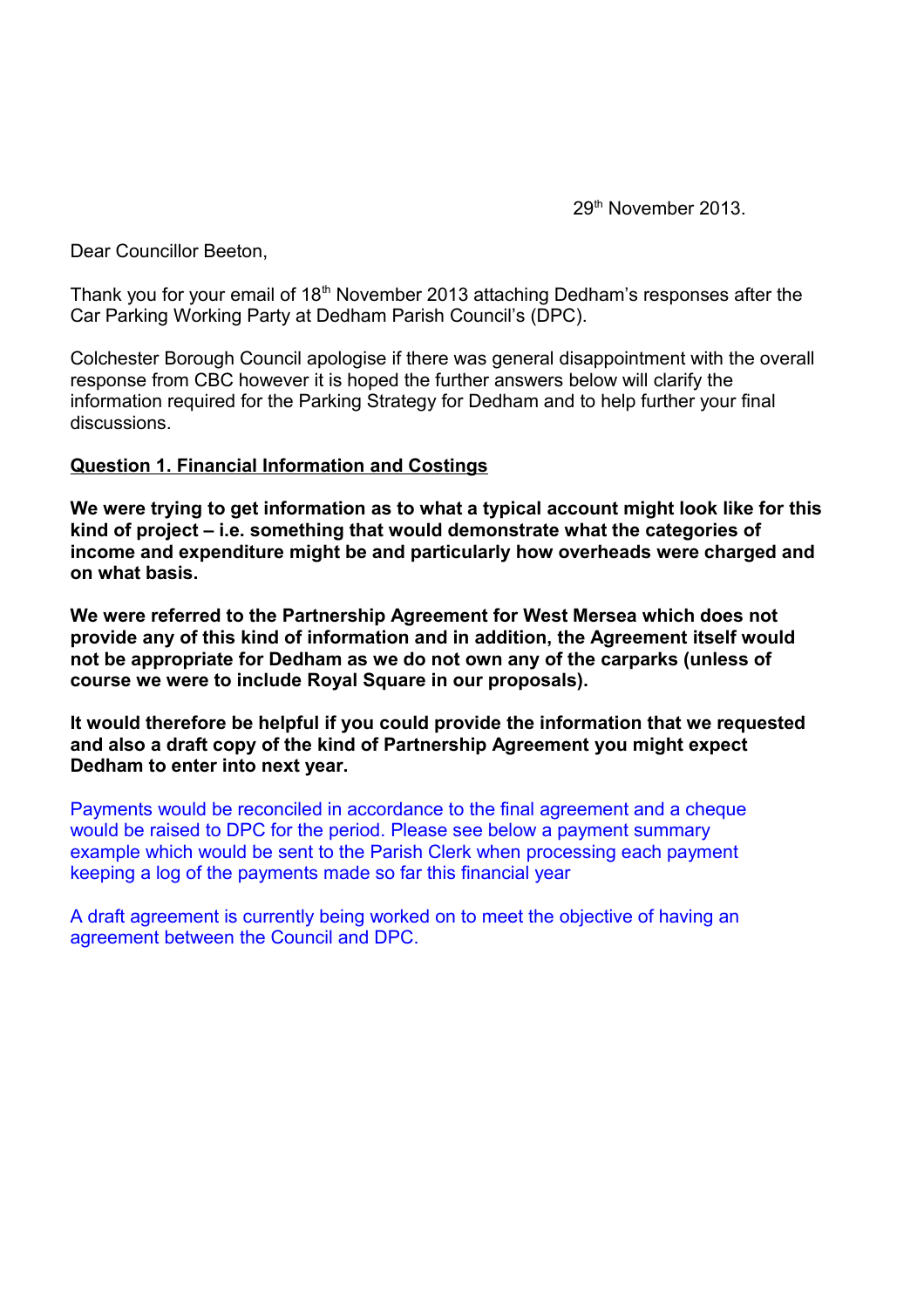29th November 2013.

Dear Councillor Beeton,

Thank you for your email of 18th November 2013 attaching Dedham's responses after the Car Parking Working Party at Dedham Parish Council's (DPC).

Colchester Borough Council apologise if there was general disappointment with the overall response from CBC however it is hoped the further answers below will clarify the information required for the Parking Strategy for Dedham and to help further your final discussions.

**Question 1. Financial Information and Costings**

**We were trying to get information as to what a typical account might look like for this kind of project – i.e. something that would demonstrate what the categories of income and expenditure might be and particularly how overheads were charged and on what basis.**

**We were referred to the Partnership Agreement for West Mersea which does not provide any of this kind of information and in addition, the Agreement itself would not be appropriate for Dedham as we do not own any of the carparks (unless of course we were to include Royal Square in our proposals).**

**It would therefore be helpful if you could provide the information that we requested and also a draft copy of the kind of Partnership Agreement you might expect Dedham to enter into next year.**

Payments would be reconciled in accordance to the final agreement and a cheque would be raised to DPC for the period. Please see below a payment summary example which would be sent to the Parish Clerk when processing each payment keeping a log of the payments made so far this financial year

A draft agreement is currently being worked on to meet the objective of having an agreement between the Council and DPC.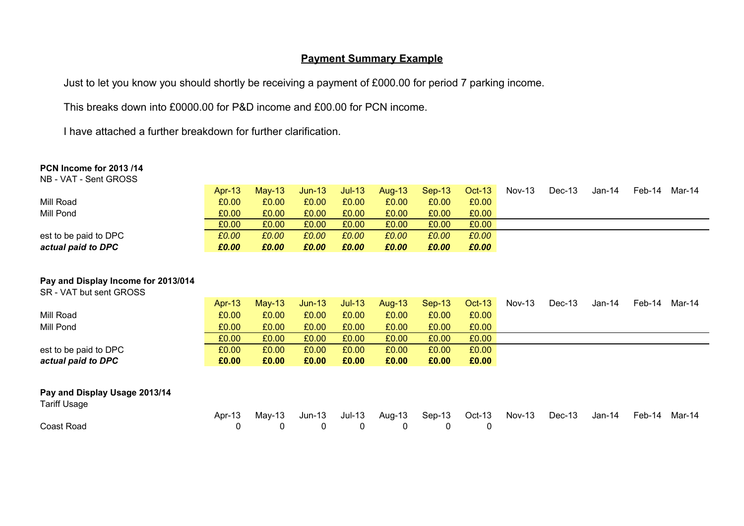## Payment Summary Example

Just to let you know you should shortly be receiving a payment of £000.00 for period 7 parking income.

This breaks down into £0000.00 for P&D income and £00.00 for PCN income.

I have attached a further breakdown for further clarification.

**PCN Income for 2013 /14**
NB - VAT - Sent GROSS

| | Apr-13 | May-13 | Jun-13 | Jul-13 | Aug-13 | Sep-13 | Oct-13 | Nov-13 | Dec-13 | Jan-14 | Feb-14 | Mar-14 |
|---|---|---|---|---|---|---|---|---|---|---|---|---|
| Mill Road | £0.00 | £0.00 | £0.00 | £0.00 | £0.00 | £0.00 | £0.00 | | | | | |
| Mill Pond | £0.00 | £0.00 | £0.00 | £0.00 | £0.00 | £0.00 | £0.00 | | | | | |
| | £0.00 | £0.00 | £0.00 | £0.00 | £0.00 | £0.00 | £0.00 | | | | | |
| est to be paid to DPC | *£0.00* | *£0.00* | *£0.00* | *£0.00* | *£0.00* | *£0.00* | *£0.00* | | | | | |
| ***actual paid to DPC*** | ***£0.00*** | ***£0.00*** | ***£0.00*** | ***£0.00*** | ***£0.00*** | ***£0.00*** | ***£0.00*** | | | | | |

**Pay and Display Income for 2013/014**
SR - VAT but sent GROSS

| | Apr-13 | May-13 | Jun-13 | Jul-13 | Aug-13 | Sep-13 | Oct-13 | Nov-13 | Dec-13 | Jan-14 | Feb-14 | Mar-14 |
|---|---|---|---|---|---|---|---|---|---|---|---|---|
| Mill Road | £0.00 | £0.00 | £0.00 | £0.00 | £0.00 | £0.00 | £0.00 | | | | | |
| Mill Pond | £0.00 | £0.00 | £0.00 | £0.00 | £0.00 | £0.00 | £0.00 | | | | | |
| | £0.00 | £0.00 | £0.00 | £0.00 | £0.00 | £0.00 | £0.00 | | | | | |
| est to be paid to DPC | £0.00 | £0.00 | £0.00 | £0.00 | £0.00 | £0.00 | £0.00 | | | | | |
| ***actual paid to DPC*** | **£0.00** | **£0.00** | **£0.00** | **£0.00** | **£0.00** | **£0.00** | **£0.00** | | | | | |

**Pay and Display Usage 2013/14**
Tariff Usage

| | Apr-13 | May-13 | Jun-13 | Jul-13 | Aug-13 | Sep-13 | Oct-13 | Nov-13 | Dec-13 | Jan-14 | Feb-14 | Mar-14 |
|---|---|---|---|---|---|---|---|---|---|---|---|---|
| Coast Road | 0 | 0 | 0 | 0 | 0 | 0 | 0 | | | | | |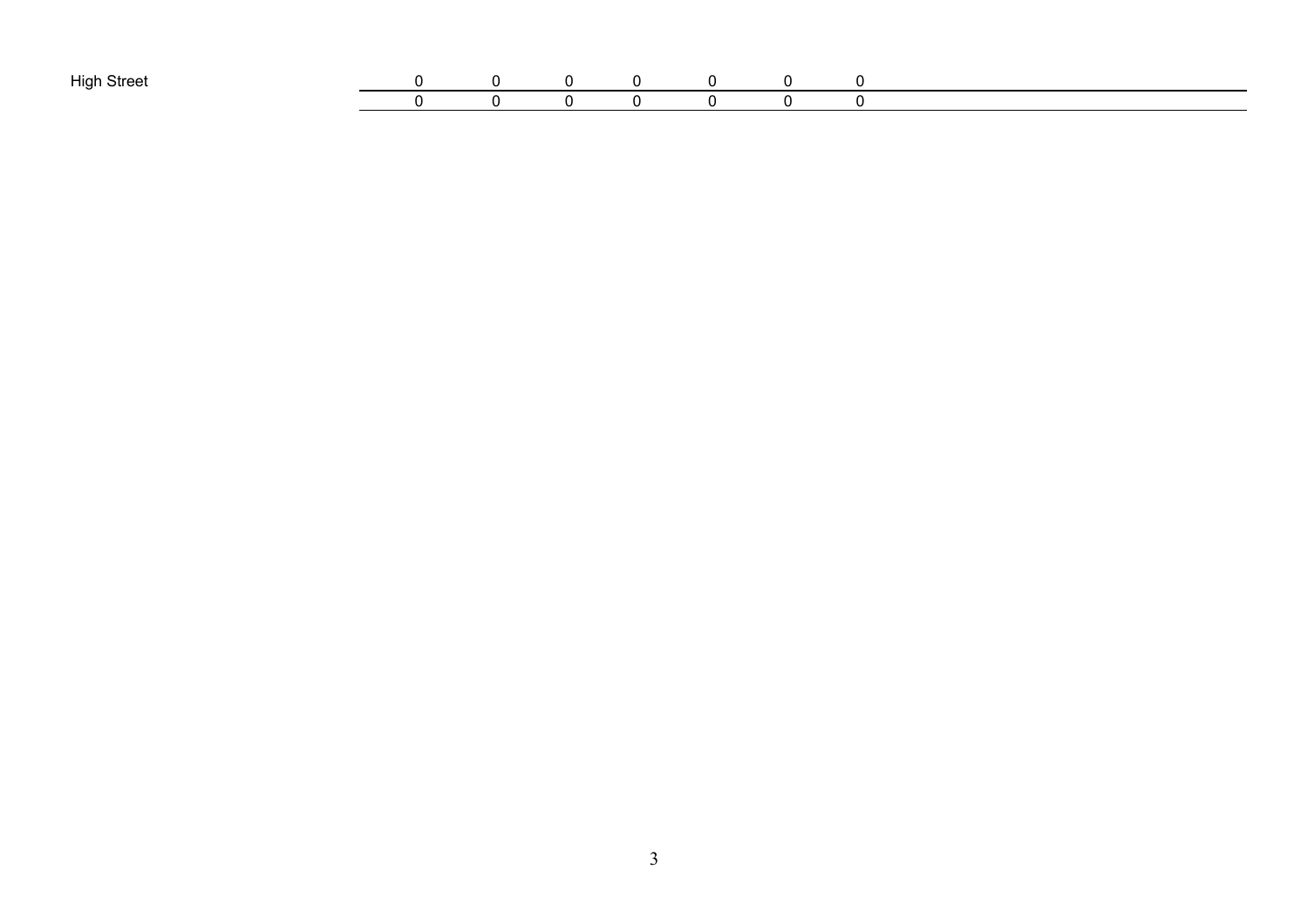| High Street | 0 | 0 | 0 | 0 | 0 | 0 | 0 |
|---|---|---|---|---|---|---|---|
| | 0 | 0 | 0 | 0 | 0 | 0 | 0 |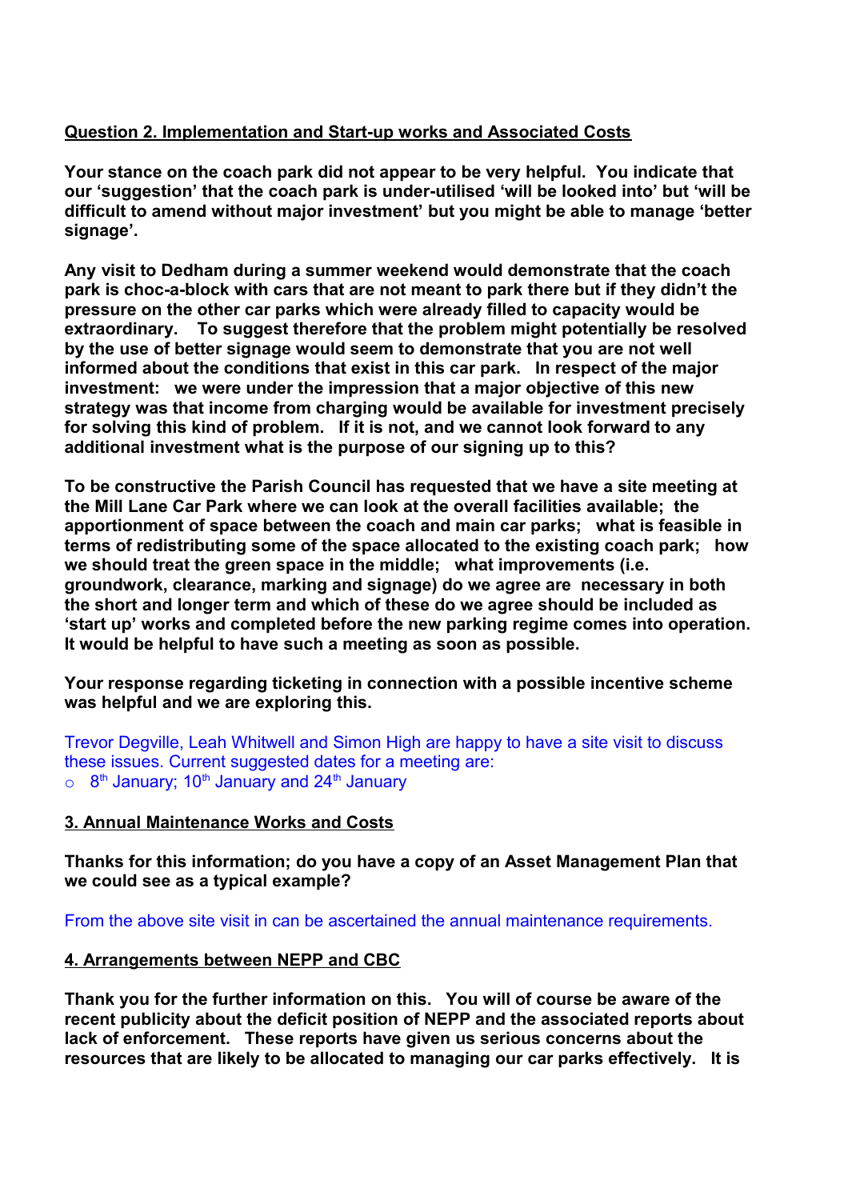**Question 2. Implementation and Start-up works and Associated Costs**

**Your stance on the coach park did not appear to be very helpful. You indicate that our 'suggestion' that the coach park is under-utilised 'will be looked into' but 'will be difficult to amend without major investment' but you might be able to manage 'better signage'.**

**Any visit to Dedham during a summer weekend would demonstrate that the coach park is choc-a-block with cars that are not meant to park there but if they didn't the pressure on the other car parks which were already filled to capacity would be extraordinary. To suggest therefore that the problem might potentially be resolved by the use of better signage would seem to demonstrate that you are not well informed about the conditions that exist in this car park. In respect of the major investment: we were under the impression that a major objective of this new strategy was that income from charging would be available for investment precisely for solving this kind of problem. If it is not, and we cannot look forward to any additional investment what is the purpose of our signing up to this?**

**To be constructive the Parish Council has requested that we have a site meeting at the Mill Lane Car Park where we can look at the overall facilities available; the apportionment of space between the coach and main car parks; what is feasible in terms of redistributing some of the space allocated to the existing coach park; how we should treat the green space in the middle; what improvements (i.e. groundwork, clearance, marking and signage) do we agree are necessary in both the short and longer term and which of these do we agree should be included as 'start up' works and completed before the new parking regime comes into operation. It would be helpful to have such a meeting as soon as possible.**

**Your response regarding ticketing in connection with a possible incentive scheme was helpful and we are exploring this.**

Trevor Degville, Leah Whitwell and Simon High are happy to have a site visit to discuss these issues. Current suggested dates for a meeting are:

- 8th January; 10th January and 24th January

**3. Annual Maintenance Works and Costs**

**Thanks for this information; do you have a copy of an Asset Management Plan that we could see as a typical example?**

From the above site visit in can be ascertained the annual maintenance requirements.

**4. Arrangements between NEPP and CBC**

**Thank you for the further information on this. You will of course be aware of the recent publicity about the deficit position of NEPP and the associated reports about lack of enforcement. These reports have given us serious concerns about the resources that are likely to be allocated to managing our car parks effectively. It is**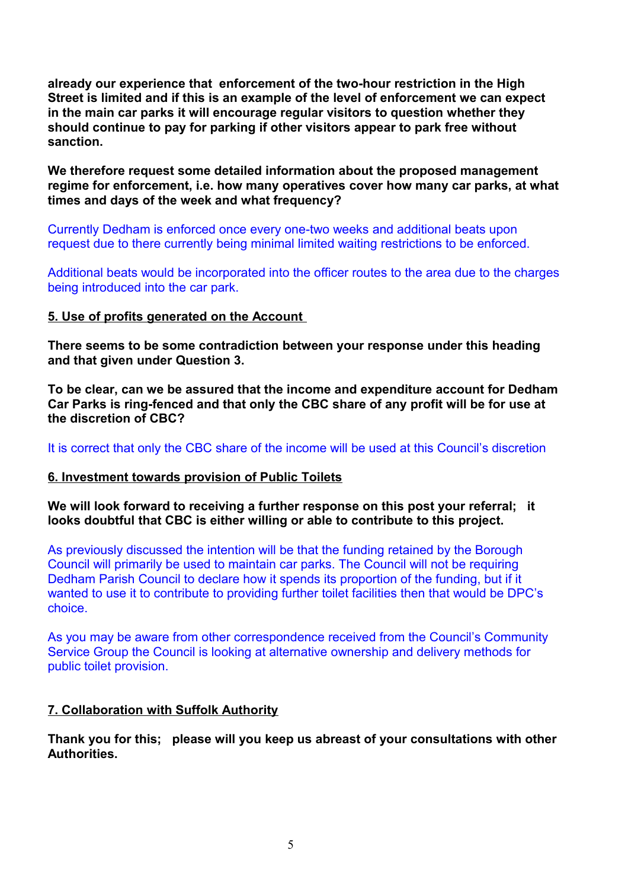**already our experience that enforcement of the two-hour restriction in the High Street is limited and if this is an example of the level of enforcement we can expect in the main car parks it will encourage regular visitors to question whether they should continue to pay for parking if other visitors appear to park free without sanction.**

**We therefore request some detailed information about the proposed management regime for enforcement, i.e. how many operatives cover how many car parks, at what times and days of the week and what frequency?**

Currently Dedham is enforced once every one-two weeks and additional beats upon request due to there currently being minimal limited waiting restrictions to be enforced.

Additional beats would be incorporated into the officer routes to the area due to the charges being introduced into the car park.

**5. Use of profits generated on the Account**

**There seems to be some contradiction between your response under this heading and that given under Question 3.**

**To be clear, can we be assured that the income and expenditure account for Dedham Car Parks is ring-fenced and that only the CBC share of any profit will be for use at the discretion of CBC?**

It is correct that only the CBC share of the income will be used at this Council's discretion

**6. Investment towards provision of Public Toilets**

**We will look forward to receiving a further response on this post your referral; it looks doubtful that CBC is either willing or able to contribute to this project.**

As previously discussed the intention will be that the funding retained by the Borough Council will primarily be used to maintain car parks. The Council will not be requiring Dedham Parish Council to declare how it spends its proportion of the funding, but if it wanted to use it to contribute to providing further toilet facilities then that would be DPC's choice.

As you may be aware from other correspondence received from the Council's Community Service Group the Council is looking at alternative ownership and delivery methods for public toilet provision.

**7. Collaboration with Suffolk Authority**

**Thank you for this; please will you keep us abreast of your consultations with other Authorities.**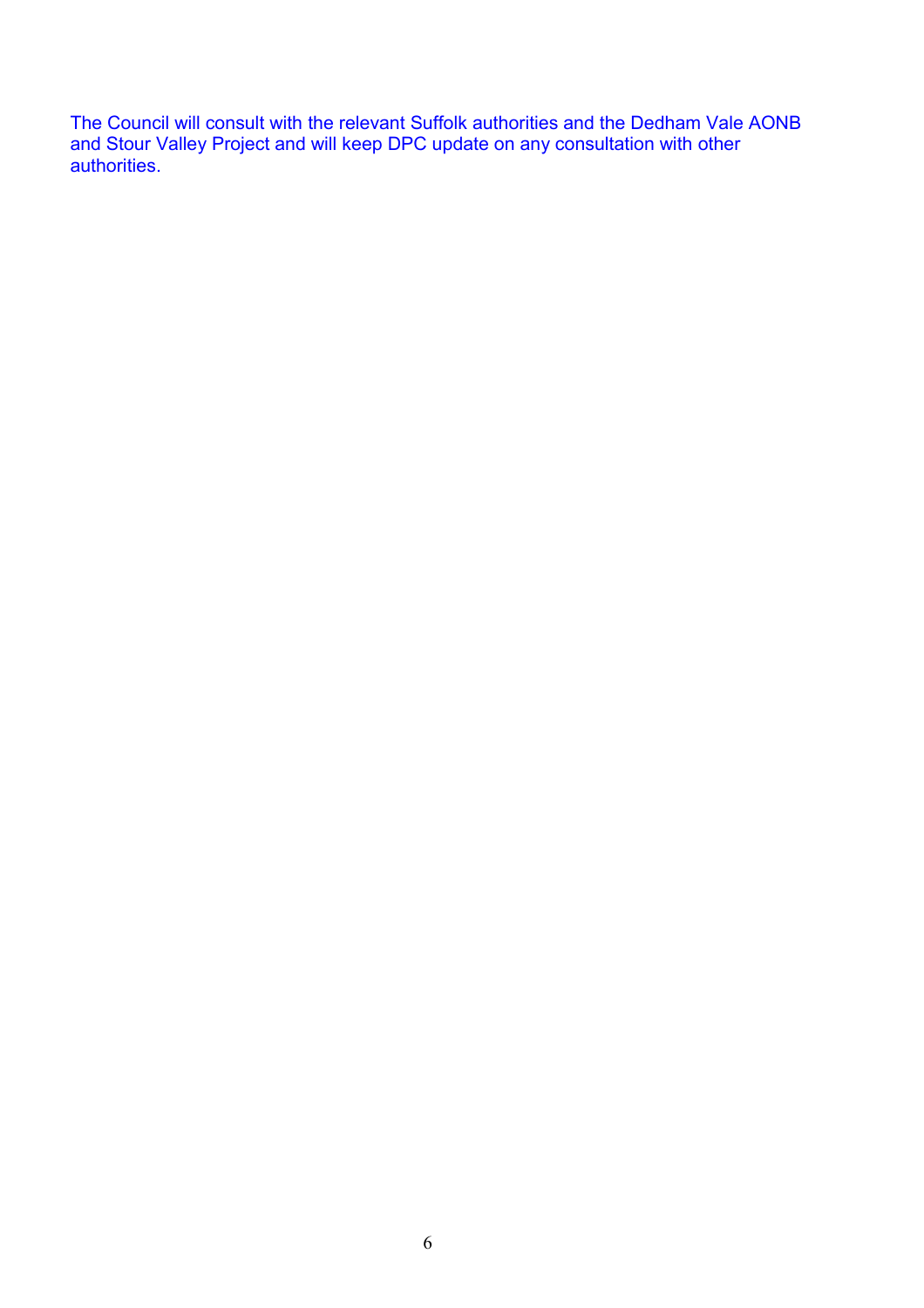The Council will consult with the relevant Suffolk authorities and the Dedham Vale AONB and Stour Valley Project and will keep DPC update on any consultation with other authorities.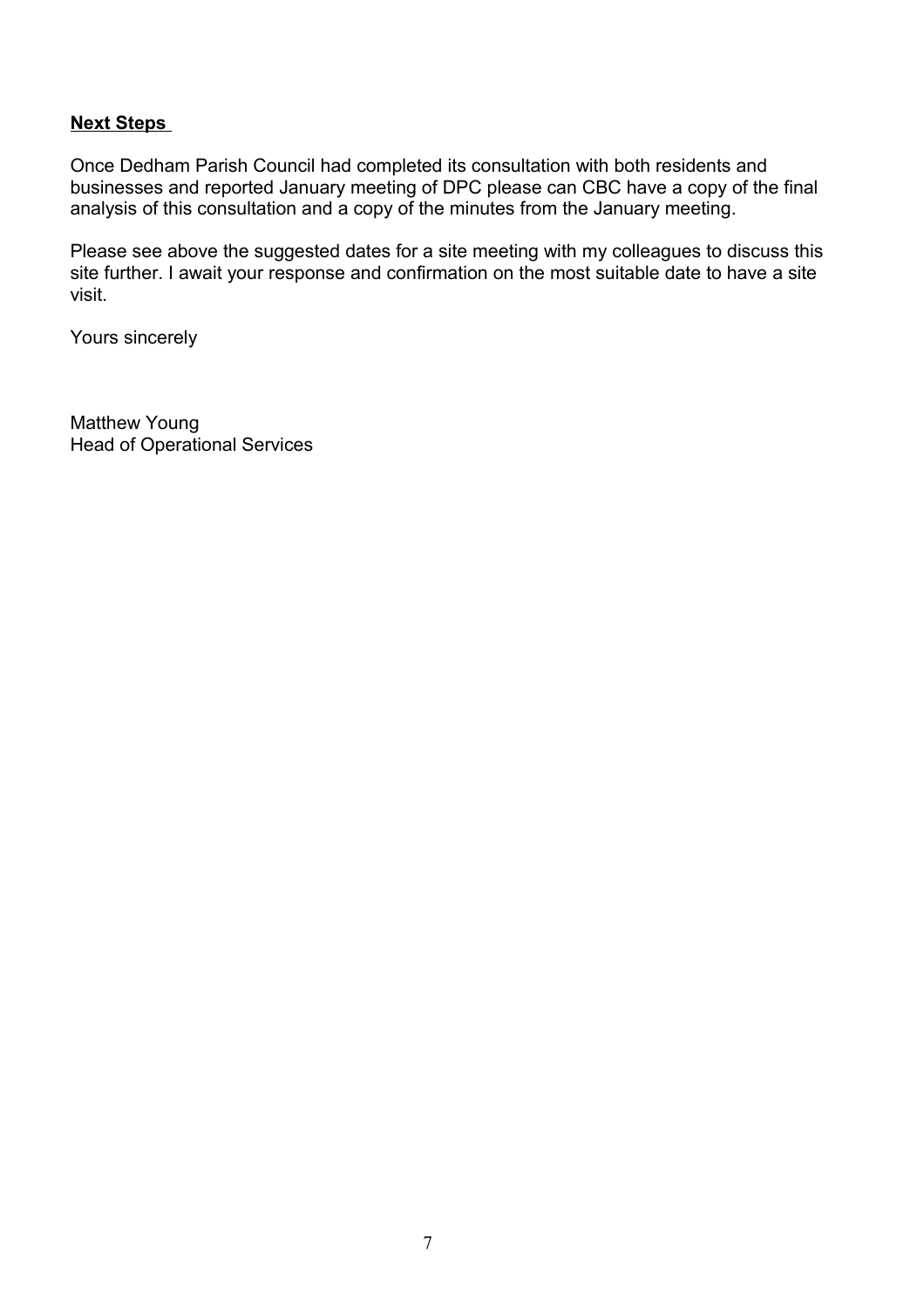**Next Steps**

Once Dedham Parish Council had completed its consultation with both residents and businesses and reported January meeting of DPC please can CBC have a copy of the final analysis of this consultation and a copy of the minutes from the January meeting.

Please see above the suggested dates for a site meeting with my colleagues to discuss this site further. I await your response and confirmation on the most suitable date to have a site visit.

Yours sincerely

Matthew Young
Head of Operational Services